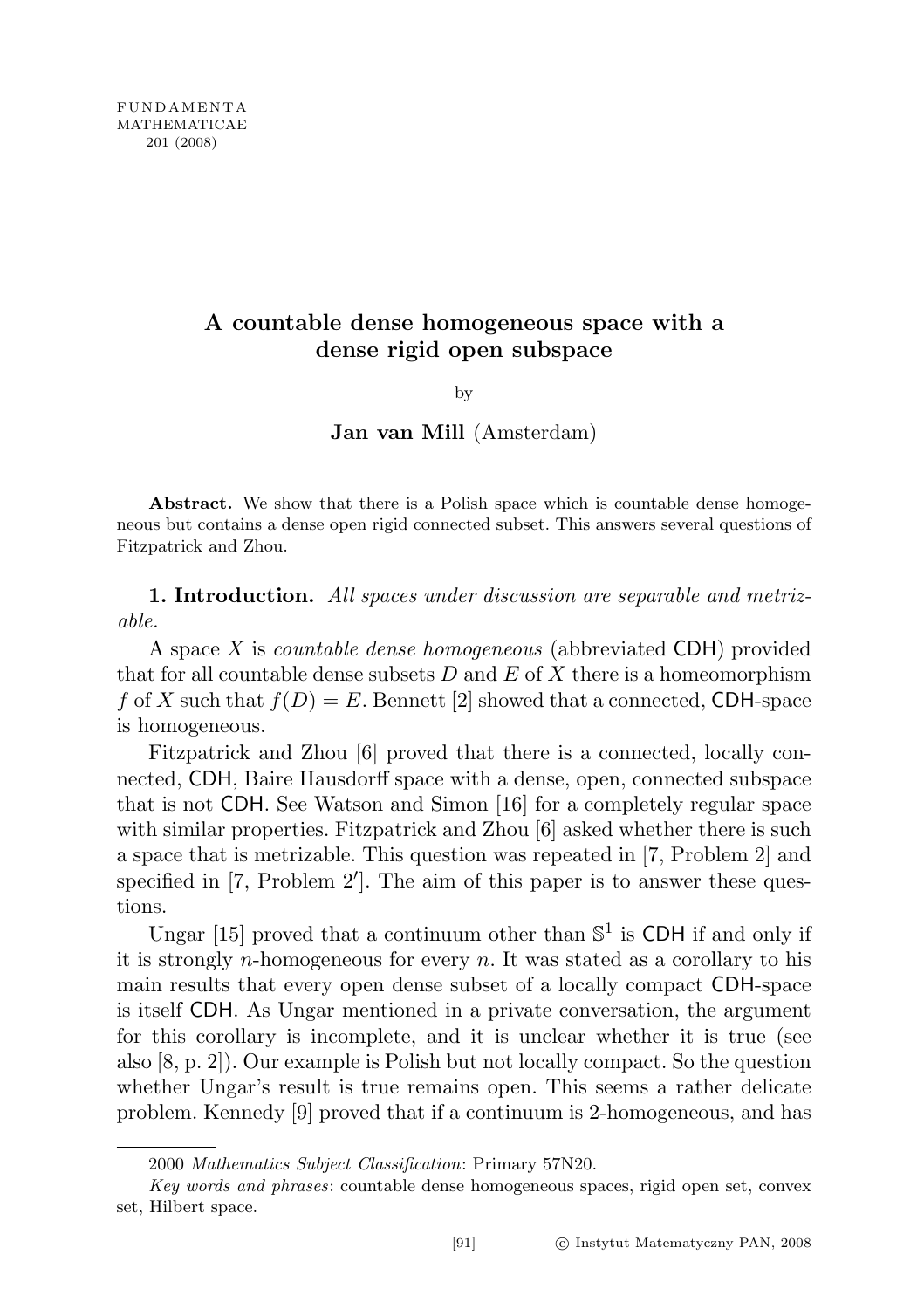# A countable dense homogeneous space with a dense rigid open subspace

by

**Jan van Mill** (Amsterdam)

**Abstract.** We show that there is a Polish space which is countable dense homogeneous but contains a dense open rigid connected subset. This answers several questions of Fitzpatrick and Zhou.

**1. Introduction.** *All spaces under discussion are separable and metrizable.*

A space $X$ is *countable dense homogeneous* (abbreviated CDH) provided that for all countable dense subsets $D$ and $E$ of $X$ there is a homeomorphism $f$ of $X$ such that $f(D) = E$. Bennett [2] showed that a connected, CDH-space is homogeneous.

Fitzpatrick and Zhou [6] proved that there is a connected, locally connected, CDH, Baire Hausdorff space with a dense, open, connected subspace that is not CDH. See Watson and Simon [16] for a completely regular space with similar properties. Fitzpatrick and Zhou [6] asked whether there is such a space that is metrizable. This question was repeated in [7, Problem 2] and specified in [7, Problem 2′]. The aim of this paper is to answer these questions.

Ungar [15] proved that a continuum other than $\mathbb{S}^1$ is CDH if and only if it is strongly $n$-homogeneous for every $n$. It was stated as a corollary to his main results that every open dense subset of a locally compact CDH-space is itself CDH. As Ungar mentioned in a private conversation, the argument for this corollary is incomplete, and it is unclear whether it is true (see also [8, p. 2]). Our example is Polish but not locally compact. So the question whether Ungar's result is true remains open. This seems a rather delicate problem. Kennedy [9] proved that if a continuum is 2-homogeneous, and has

2000 *Mathematics Subject Classification*: Primary 57N20.

*Key words and phrases*: countable dense homogeneous spaces, rigid open set, convex set, Hilbert space.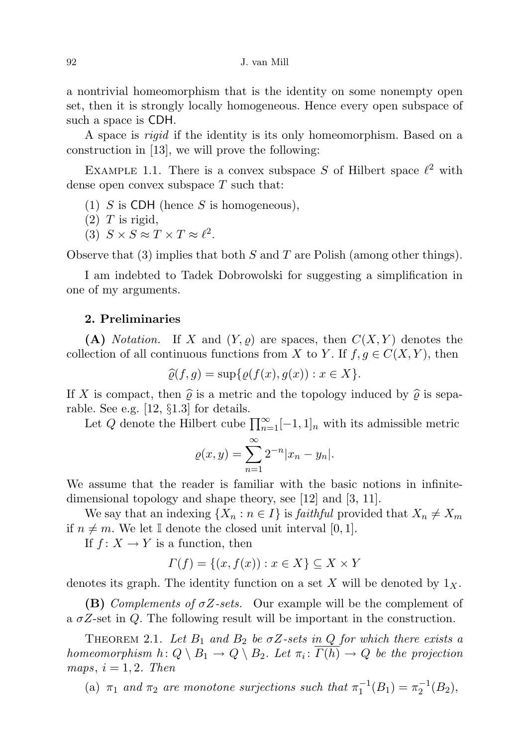a nontrivial homeomorphism that is the identity on some nonempty open set, then it is strongly locally homogeneous. Hence every open subspace of such a space is CDH.

A space is *rigid* if the identity is its only homeomorphism. Based on a construction in [13], we will prove the following:

Example 1.1. There is a convex subspace $S$ of Hilbert space $\ell^2$ with dense open convex subspace $T$ such that:

(1) $S$ is CDH (hence $S$ is homogeneous),
(2) $T$ is rigid,
(3) $S \times S \approx T \times T \approx \ell^2$.

Observe that (3) implies that both $S$ and $T$ are Polish (among other things).

I am indebted to Tadek Dobrowolski for suggesting a simplification in one of my arguments.

## 2. Preliminaries

**(A)** *Notation.* If $X$ and $(Y, \varrho)$ are spaces, then $C(X, Y)$ denotes the collection of all continuous functions from $X$ to $Y$. If $f, g \in C(X, Y)$, then

$$\widehat{\varrho}(f, g) = \sup\{\varrho(f(x), g(x)) : x \in X\}.$$

If $X$ is compact, then $\widehat{\varrho}$ is a metric and the topology induced by $\widehat{\varrho}$ is separable. See e.g. [12, §1.3] for details.

Let $Q$ denote the Hilbert cube $\prod_{n=1}^{\infty}[-1, 1]_n$ with its admissible metric

$$\varrho(x, y) = \sum_{n=1}^{\infty} 2^{-n}|x_n - y_n|.$$

We assume that the reader is familiar with the basic notions in infinite-dimensional topology and shape theory, see [12] and [3, 11].

We say that an indexing $\{X_n : n \in I\}$ is *faithful* provided that $X_n \neq X_m$ if $n \neq m$. We let $\mathbb{I}$ denote the closed unit interval $[0, 1]$.

If $f : X \to Y$ is a function, then

$$\Gamma(f) = \{(x, f(x)) : x \in X\} \subseteq X \times Y$$

denotes its graph. The identity function on a set $X$ will be denoted by $1_X$.

**(B)** *Complements of $\sigma Z$-sets.* Our example will be the complement of a $\sigma Z$-set in $Q$. The following result will be important in the construction.

Theorem 2.1. *Let $B_1$ and $B_2$ be $\sigma Z$-sets in $Q$ for which there exists a homeomorphism $h : Q \setminus B_1 \to Q \setminus B_2$. Let $\pi_i : \overline{\Gamma(h)} \to Q$ be the projection maps, $i = 1, 2$. Then*

(a) *$\pi_1$ and $\pi_2$ are monotone surjections such that $\pi_1^{-1}(B_1) = \pi_2^{-1}(B_2)$,*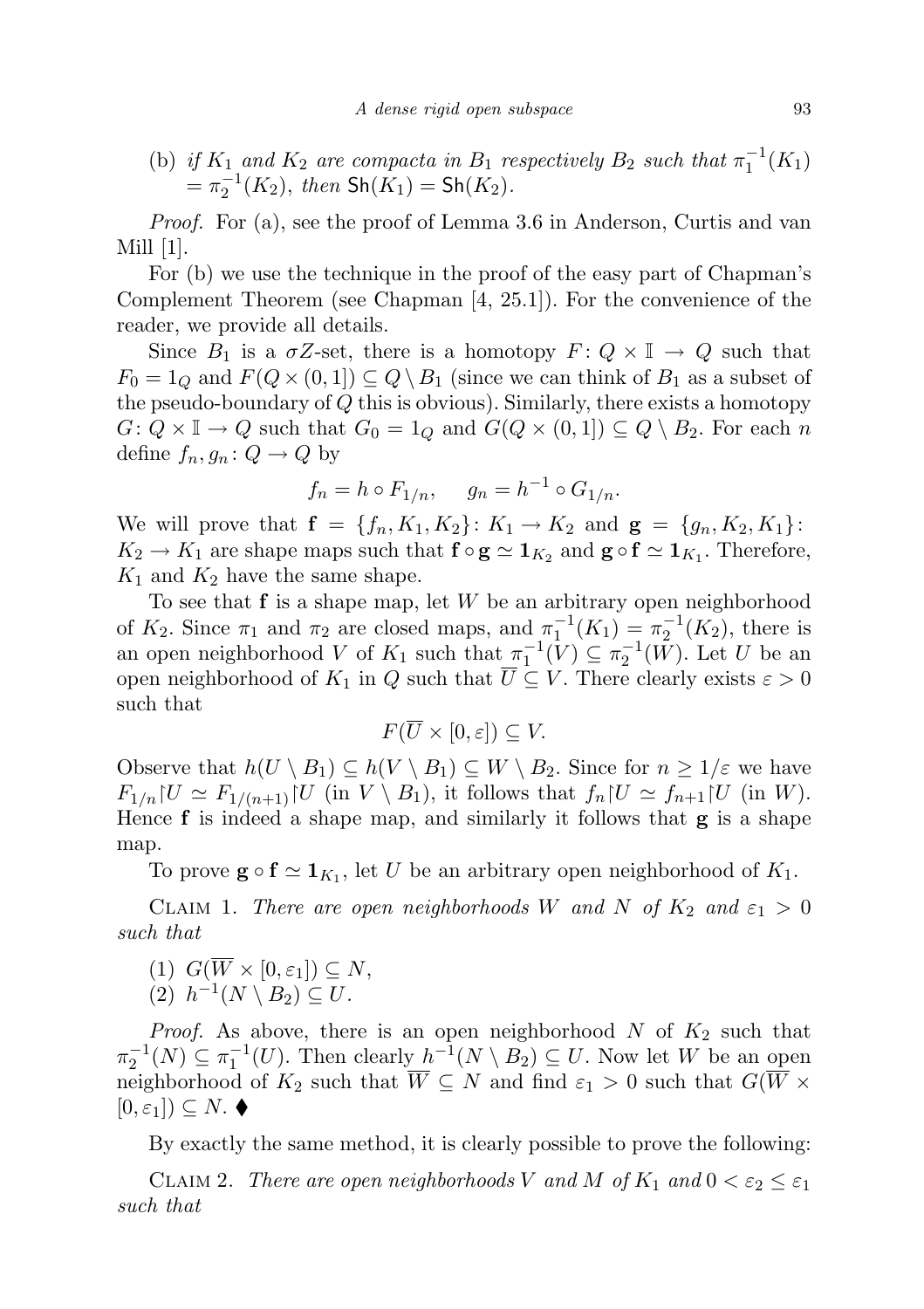(b) *if $K_1$ and $K_2$ are compacta in $B_1$ respectively $B_2$ such that $\pi_1^{-1}(K_1) = \pi_2^{-1}(K_2)$, then $\mathsf{Sh}(K_1) = \mathsf{Sh}(K_2)$.*

*Proof.* For (a), see the proof of Lemma 3.6 in Anderson, Curtis and van Mill [1].

For (b) we use the technique in the proof of the easy part of Chapman's Complement Theorem (see Chapman [4, 25.1]). For the convenience of the reader, we provide all details.

Since $B_1$ is a $\sigma Z$-set, there is a homotopy $F\colon Q \times \mathbb{I} \to Q$ such that $F_0 = 1_Q$ and $F(Q \times (0,1]) \subseteq Q \setminus B_1$ (since we can think of $B_1$ as a subset of the pseudo-boundary of $Q$ this is obvious). Similarly, there exists a homotopy $G\colon Q \times \mathbb{I} \to Q$ such that $G_0 = 1_Q$ and $G(Q \times (0,1]) \subseteq Q \setminus B_2$. For each $n$ define $f_n, g_n\colon Q \to Q$ by

$$f_n = h \circ F_{1/n}, \qquad g_n = h^{-1} \circ G_{1/n}.$$

We will prove that $\mathbf{f} = \{f_n, K_1, K_2\}\colon K_1 \to K_2$ and $\mathbf{g} = \{g_n, K_2, K_1\}\colon K_2 \to K_1$ are shape maps such that $\mathbf{f} \circ \mathbf{g} \simeq \mathbf{1}_{K_2}$ and $\mathbf{g} \circ \mathbf{f} \simeq \mathbf{1}_{K_1}$. Therefore, $K_1$ and $K_2$ have the same shape.

To see that $\mathbf{f}$ is a shape map, let $W$ be an arbitrary open neighborhood of $K_2$. Since $\pi_1$ and $\pi_2$ are closed maps, and $\pi_1^{-1}(K_1) = \pi_2^{-1}(K_2)$, there is an open neighborhood $V$ of $K_1$ such that $\pi_1^{-1}(V) \subseteq \pi_2^{-1}(W)$. Let $U$ be an open neighborhood of $K_1$ in $Q$ such that $\overline{U} \subseteq V$. There clearly exists $\varepsilon > 0$ such that

$$F(\overline{U} \times [0, \varepsilon]) \subseteq V.$$

Observe that $h(U \setminus B_1) \subseteq h(V \setminus B_1) \subseteq W \setminus B_2$. Since for $n \geq 1/\varepsilon$ we have $F_{1/n}{\restriction}U \simeq F_{1/(n+1)}{\restriction}U$ (in $V \setminus B_1$), it follows that $f_n{\restriction}U \simeq f_{n+1}{\restriction}U$ (in $W$). Hence $\mathbf{f}$ is indeed a shape map, and similarly it follows that $\mathbf{g}$ is a shape map.

To prove $\mathbf{g} \circ \mathbf{f} \simeq \mathbf{1}_{K_1}$, let $U$ be an arbitrary open neighborhood of $K_1$.

Claim 1. *There are open neighborhoods $W$ and $N$ of $K_2$ and $\varepsilon_1 > 0$ such that*

(1) $G(\overline{W} \times [0, \varepsilon_1]) \subseteq N$,
(2) $h^{-1}(N \setminus B_2) \subseteq U$.

*Proof.* As above, there is an open neighborhood $N$ of $K_2$ such that $\pi_2^{-1}(N) \subseteq \pi_1^{-1}(U)$. Then clearly $h^{-1}(N \setminus B_2) \subseteq U$. Now let $W$ be an open neighborhood of $K_2$ such that $\overline{W} \subseteq N$ and find $\varepsilon_1 > 0$ such that $G(\overline{W} \times [0, \varepsilon_1]) \subseteq N$. ⧫

By exactly the same method, it is clearly possible to prove the following:

Claim 2. *There are open neighborhoods $V$ and $M$ of $K_1$ and $0 < \varepsilon_2 \leq \varepsilon_1$ such that*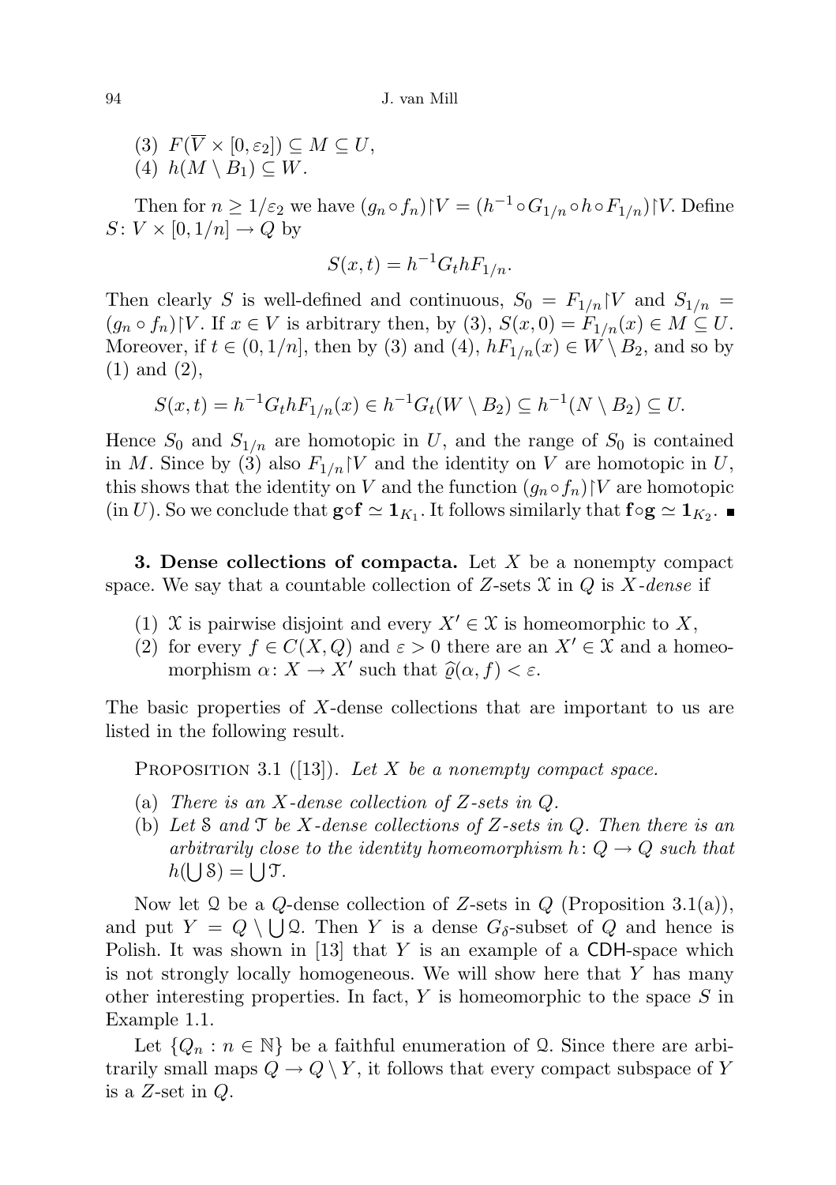(3) $F(\overline{V} \times [0, \varepsilon_2]) \subseteq M \subseteq U$,
(4) $h(M \setminus B_1) \subseteq W$.

Then for $n \geq 1/\varepsilon_2$ we have $(g_n \circ f_n)\restriction V = (h^{-1} \circ G_{1/n} \circ h \circ F_{1/n})\restriction V$. Define $S \colon V \times [0, 1/n] \to Q$ by

$$S(x,t) = h^{-1} G_t h F_{1/n}.$$

Then clearly $S$ is well-defined and continuous, $S_0 = F_{1/n}\restriction V$ and $S_{1/n} = (g_n \circ f_n)\restriction V$. If $x \in V$ is arbitrary then, by (3), $S(x, 0) = F_{1/n}(x) \in M \subseteq U$. Moreover, if $t \in (0, 1/n]$, then by (3) and (4), $hF_{1/n}(x) \in W \setminus B_2$, and so by (1) and (2),

$$S(x,t) = h^{-1} G_t h F_{1/n}(x) \in h^{-1} G_t(W \setminus B_2) \subseteq h^{-1}(N \setminus B_2) \subseteq U.$$

Hence $S_0$ and $S_{1/n}$ are homotopic in $U$, and the range of $S_0$ is contained in $M$. Since by (3) also $F_{1/n}\restriction V$ and the identity on $V$ are homotopic in $U$, this shows that the identity on $V$ and the function $(g_n \circ f_n)\restriction V$ are homotopic (in $U$). So we conclude that $\mathbf{g} \circ \mathbf{f} \simeq \mathbf{1}_{K_1}$. It follows similarly that $\mathbf{f} \circ \mathbf{g} \simeq \mathbf{1}_{K_2}$. ∎

**3. Dense collections of compacta.** Let $X$ be a nonempty compact space. We say that a countable collection of $Z$-sets $\mathcal{X}$ in $Q$ is *$X$-dense* if

(1) $\mathcal{X}$ is pairwise disjoint and every $X' \in \mathcal{X}$ is homeomorphic to $X$,
(2) for every $f \in C(X, Q)$ and $\varepsilon > 0$ there are an $X' \in \mathcal{X}$ and a homeomorphism $\alpha \colon X \to X'$ such that $\widehat{\varrho}(\alpha, f) < \varepsilon$.

The basic properties of $X$-dense collections that are important to us are listed in the following result.

Proposition 3.1 ([13]). *Let $X$ be a nonempty compact space.*

(a) *There is an $X$-dense collection of $Z$-sets in $Q$.*
(b) *Let $\mathcal{S}$ and $\mathcal{T}$ be $X$-dense collections of $Z$-sets in $Q$. Then there is an arbitrarily close to the identity homeomorphism $h \colon Q \to Q$ such that $h(\bigcup \mathcal{S}) = \bigcup \mathcal{T}$.*

Now let $\mathcal{Q}$ be a $Q$-dense collection of $Z$-sets in $Q$ (Proposition 3.1(a)), and put $Y = Q \setminus \bigcup \mathcal{Q}$. Then $Y$ is a dense $G_\delta$-subset of $Q$ and hence is Polish. It was shown in [13] that $Y$ is an example of a CDH-space which is not strongly locally homogeneous. We will show here that $Y$ has many other interesting properties. In fact, $Y$ is homeomorphic to the space $S$ in Example 1.1.

Let $\{Q_n : n \in \mathbb{N}\}$ be a faithful enumeration of $\mathcal{Q}$. Since there are arbitrarily small maps $Q \to Q \setminus Y$, it follows that every compact subspace of $Y$ is a $Z$-set in $Q$.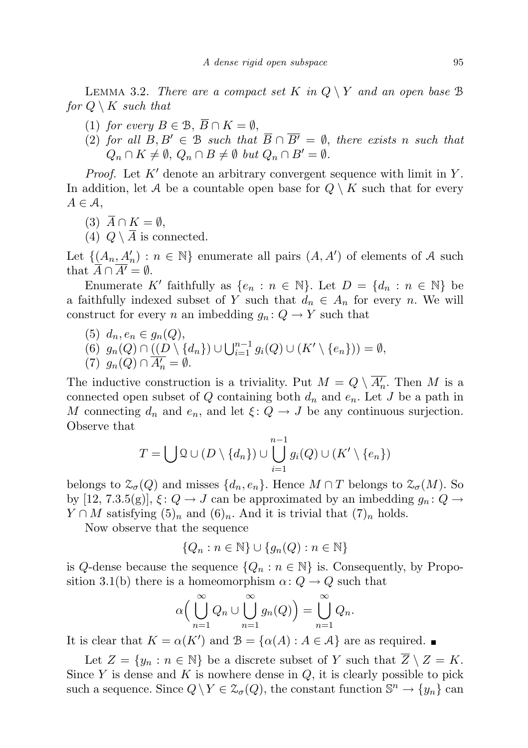Lemma 3.2. *There are a compact set $K$ in $Q \setminus Y$ and an open base $\mathcal{B}$ for $Q \setminus K$ such that*

1. *for every $B \in \mathcal{B}$, $\overline{B} \cap K = \emptyset$,*
2. *for all $B, B' \in \mathcal{B}$ such that $\overline{B} \cap \overline{B'} = \emptyset$, there exists $n$ such that $Q_n \cap K \neq \emptyset$, $Q_n \cap B \neq \emptyset$ but $Q_n \cap B' = \emptyset$.*

*Proof.* Let $K'$ denote an arbitrary convergent sequence with limit in $Y$. In addition, let $\mathcal{A}$ be a countable open base for $Q \setminus K$ such that for every $A \in \mathcal{A}$,

(3) $\overline{A} \cap K = \emptyset$,

(4) $Q \setminus \overline{A}$ is connected.

Let $\{(A_n, A_n') : n \in \mathbb{N}\}$ enumerate all pairs $(A, A')$ of elements of $\mathcal{A}$ such that $\overline{A} \cap \overline{A'} = \emptyset$.

Enumerate $K'$ faithfully as $\{e_n : n \in \mathbb{N}\}$. Let $D = \{d_n : n \in \mathbb{N}\}$ be a faithfully indexed subset of $Y$ such that $d_n \in A_n$ for every $n$. We will construct for every $n$ an imbedding $g_n : Q \to Y$ such that

(5) $d_n, e_n \in g_n(Q)$,

(6) $g_n(Q) \cap ((D \setminus \{d_n\}) \cup \bigcup_{i=1}^{n-1} g_i(Q) \cup (K' \setminus \{e_n\})) = \emptyset$,

(7) $g_n(Q) \cap \overline{A_n'} = \emptyset$.

The inductive construction is a triviality. Put $M = Q \setminus \overline{A_n'}$. Then $M$ is a connected open subset of $Q$ containing both $d_n$ and $e_n$. Let $J$ be a path in $M$ connecting $d_n$ and $e_n$, and let $\xi : Q \to J$ be any continuous surjection. Observe that

$$T = \bigcup \mathcal{Q} \cup (D \setminus \{d_n\}) \cup \bigcup_{i=1}^{n-1} g_i(Q) \cup (K' \setminus \{e_n\})$$

belongs to $\mathcal{Z}_\sigma(Q)$ and misses $\{d_n, e_n\}$. Hence $M \cap T$ belongs to $\mathcal{Z}_\sigma(M)$. So by [12, 7.3.5(g)], $\xi : Q \to J$ can be approximated by an imbedding $g_n : Q \to Y \cap M$ satisfying $(5)_n$ and $(6)_n$. And it is trivial that $(7)_n$ holds.

Now observe that the sequence

$$\{Q_n : n \in \mathbb{N}\} \cup \{g_n(Q) : n \in \mathbb{N}\}$$

is $Q$-dense because the sequence $\{Q_n : n \in \mathbb{N}\}$ is. Consequently, by Proposition 3.1(b) there is a homeomorphism $\alpha : Q \to Q$ such that

$$\alpha\Big(\bigcup_{n=1}^{\infty} Q_n \cup \bigcup_{n=1}^{\infty} g_n(Q)\Big) = \bigcup_{n=1}^{\infty} Q_n.$$

It is clear that $K = \alpha(K')$ and $\mathcal{B} = \{\alpha(A) : A \in \mathcal{A}\}$ are as required. ∎

Let $Z = \{y_n : n \in \mathbb{N}\}$ be a discrete subset of $Y$ such that $\overline{Z} \setminus Z = K$. Since $Y$ is dense and $K$ is nowhere dense in $Q$, it is clearly possible to pick such a sequence. Since $Q \setminus Y \in \mathcal{Z}_\sigma(Q)$, the constant function $\mathbb{S}^n \to \{y_n\}$ can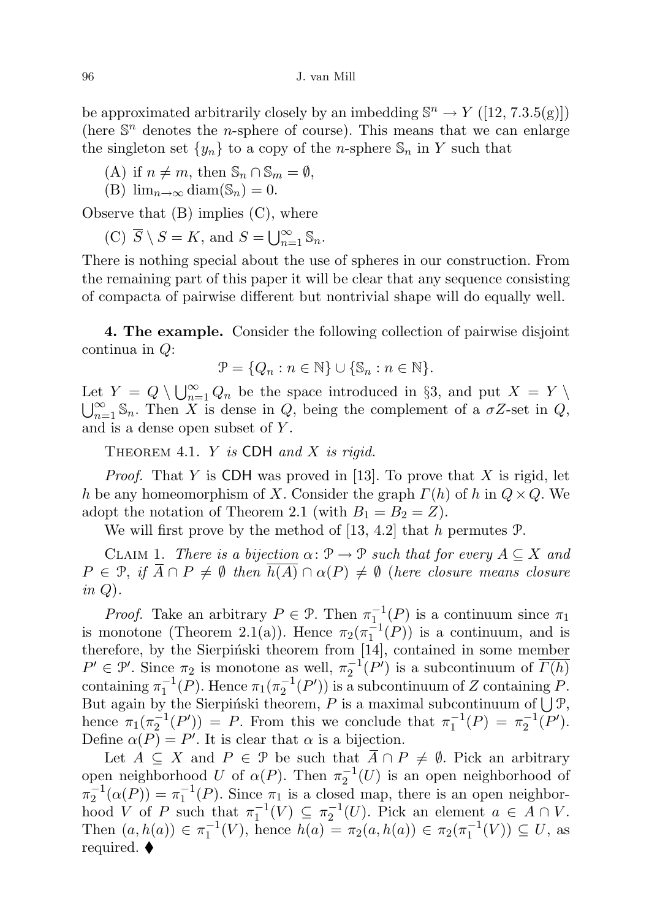be approximated arbitrarily closely by an imbedding $\mathbb{S}^n \to Y$ ([12, 7.3.5(g)]) (here $\mathbb{S}^n$ denotes the $n$-sphere of course). This means that we can enlarge the singleton set $\{y_n\}$ to a copy of the $n$-sphere $\mathbb{S}_n$ in $Y$ such that

(A) if $n \neq m$, then $\mathbb{S}_n \cap \mathbb{S}_m = \emptyset$,

(B) $\lim_{n\to\infty} \operatorname{diam}(\mathbb{S}_n) = 0$.

Observe that (B) implies (C), where

(C) $\overline{S} \setminus S = K$, and $S = \bigcup_{n=1}^{\infty} \mathbb{S}_n$.

There is nothing special about the use of spheres in our construction. From the remaining part of this paper it will be clear that any sequence consisting of compacta of pairwise different but nontrivial shape will do equally well.

**4. The example.** Consider the following collection of pairwise disjoint continua in $Q$:

$$\mathcal{P} = \{Q_n : n \in \mathbb{N}\} \cup \{\mathbb{S}_n : n \in \mathbb{N}\}.$$

Let $Y = Q \setminus \bigcup_{n=1}^{\infty} Q_n$ be the space introduced in §3, and put $X = Y \setminus \bigcup_{n=1}^{\infty} \mathbb{S}_n$. Then $X$ is dense in $Q$, being the complement of a $\sigma Z$-set in $Q$, and is a dense open subset of $Y$.

Theorem 4.1. *$Y$ is* CDH *and $X$ is rigid.*

*Proof.* That $Y$ is CDH was proved in [13]. To prove that $X$ is rigid, let $h$ be any homeomorphism of $X$. Consider the graph $\Gamma(h)$ of $h$ in $Q \times Q$. We adopt the notation of Theorem 2.1 (with $B_1 = B_2 = Z$).

We will first prove by the method of [13, 4.2] that $h$ permutes $\mathcal{P}$.

Claim 1. *There is a bijection $\alpha \colon \mathcal{P} \to \mathcal{P}$ such that for every $A \subseteq X$ and $P \in \mathcal{P}$, if $\overline{A} \cap P \neq \emptyset$ then $\overline{h(A)} \cap \alpha(P) \neq \emptyset$ (here closure means closure in $Q$).*

*Proof.* Take an arbitrary $P \in \mathcal{P}$. Then $\pi_1^{-1}(P)$ is a continuum since $\pi_1$ is monotone (Theorem 2.1(a)). Hence $\pi_2(\pi_1^{-1}(P))$ is a continuum, and is therefore, by the Sierpiński theorem from [14], contained in some member $P' \in \mathcal{P}'$. Since $\pi_2$ is monotone as well, $\pi_2^{-1}(P')$ is a subcontinuum of $\overline{\Gamma(h)}$ containing $\pi_1^{-1}(P)$. Hence $\pi_1(\pi_2^{-1}(P'))$ is a subcontinuum of $Z$ containing $P$. But again by the Sierpiński theorem, $P$ is a maximal subcontinuum of $\bigcup \mathcal{P}$, hence $\pi_1(\pi_2^{-1}(P')) = P$. From this we conclude that $\pi_1^{-1}(P) = \pi_2^{-1}(P')$. Define $\alpha(P) = P'$. It is clear that $\alpha$ is a bijection.

Let $A \subseteq X$ and $P \in \mathcal{P}$ be such that $\overline{A} \cap P \neq \emptyset$. Pick an arbitrary open neighborhood $U$ of $\alpha(P)$. Then $\pi_2^{-1}(U)$ is an open neighborhood of $\pi_2^{-1}(\alpha(P)) = \pi_1^{-1}(P)$. Since $\pi_1$ is a closed map, there is an open neighborhood $V$ of $P$ such that $\pi_1^{-1}(V) \subseteq \pi_2^{-1}(U)$. Pick an element $a \in A \cap V$. Then $(a, h(a)) \in \pi_1^{-1}(V)$, hence $h(a) = \pi_2(a, h(a)) \in \pi_2(\pi_1^{-1}(V)) \subseteq U$, as required. ♦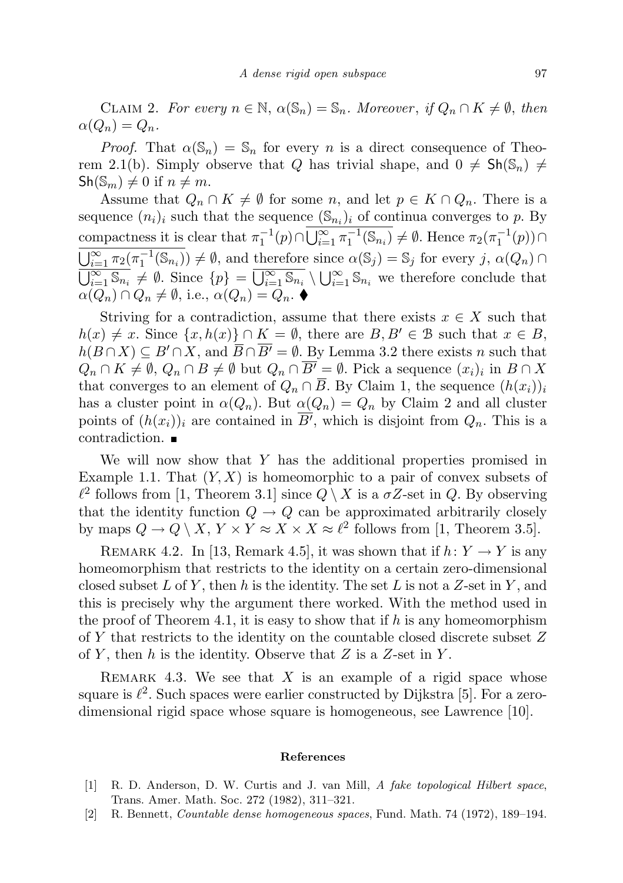CLAIM 2. *For every $n \in \mathbb{N}$, $\alpha(\mathbb{S}_n) = \mathbb{S}_n$. Moreover, if $Q_n \cap K \neq \emptyset$, then $\alpha(Q_n) = Q_n$.*

*Proof.* That $\alpha(\mathbb{S}_n) = \mathbb{S}_n$ for every $n$ is a direct consequence of Theorem 2.1(b). Simply observe that $Q$ has trivial shape, and $0 \neq \mathsf{Sh}(\mathbb{S}_n) \neq \mathsf{Sh}(\mathbb{S}_m) \neq 0$ if $n \neq m$.

Assume that $Q_n \cap K \neq \emptyset$ for some $n$, and let $p \in K \cap Q_n$. There is a sequence $(n_i)_i$ such that the sequence $(\mathbb{S}_{n_i})_i$ of continua converges to $p$. By compactness it is clear that $\pi_1^{-1}(p) \cap \overline{\bigcup_{i=1}^{\infty} \pi_1^{-1}(\mathbb{S}_{n_i})} \neq \emptyset$. Hence $\pi_2(\pi_1^{-1}(p)) \cap \overline{\bigcup_{i=1}^{\infty} \pi_2(\pi_1^{-1}(\mathbb{S}_{n_i}))} \neq \emptyset$, and therefore since $\alpha(\mathbb{S}_j) = \mathbb{S}_j$ for every $j$, $\alpha(Q_n) \cap \overline{\bigcup_{i=1}^{\infty} \mathbb{S}_{n_i}} \neq \emptyset$. Since $\{p\} = \overline{\bigcup_{i=1}^{\infty} \mathbb{S}_{n_i}} \setminus \bigcup_{i=1}^{\infty} \mathbb{S}_{n_i}$ we therefore conclude that $\alpha(Q_n) \cap Q_n \neq \emptyset$, i.e., $\alpha(Q_n) = Q_n$. ♦

Striving for a contradiction, assume that there exists $x \in X$ such that $h(x) \neq x$. Since $\{x, h(x)\} \cap K = \emptyset$, there are $B, B' \in \mathcal{B}$ such that $x \in B$, $h(B \cap X) \subseteq B' \cap X$, and $\overline{B} \cap \overline{B'} = \emptyset$. By Lemma 3.2 there exists $n$ such that $Q_n \cap K \neq \emptyset$, $Q_n \cap B \neq \emptyset$ but $Q_n \cap \overline{B'} = \emptyset$. Pick a sequence $(x_i)_i$ in $B \cap X$ that converges to an element of $Q_n \cap \overline{B}$. By Claim 1, the sequence $(h(x_i))_i$ has a cluster point in $\alpha(Q_n)$. But $\alpha(Q_n) = Q_n$ by Claim 2 and all cluster points of $(h(x_i))_i$ are contained in $\overline{B'}$, which is disjoint from $Q_n$. This is a contradiction. ■

We will now show that $Y$ has the additional properties promised in Example 1.1. That $(Y, X)$ is homeomorphic to a pair of convex subsets of $\ell^2$ follows from [1, Theorem 3.1] since $Q \setminus X$ is a $\sigma Z$-set in $Q$. By observing that the identity function $Q \to Q$ can be approximated arbitrarily closely by maps $Q \to Q \setminus X$, $Y \times Y \approx X \times X \approx \ell^2$ follows from [1, Theorem 3.5].

REMARK 4.2. In [13, Remark 4.5], it was shown that if $h: Y \to Y$ is any homeomorphism that restricts to the identity on a certain zero-dimensional closed subset $L$ of $Y$, then $h$ is the identity. The set $L$ is not a $Z$-set in $Y$, and this is precisely why the argument there worked. With the method used in the proof of Theorem 4.1, it is easy to show that if $h$ is any homeomorphism of $Y$ that restricts to the identity on the countable closed discrete subset $Z$ of $Y$, then $h$ is the identity. Observe that $Z$ is a $Z$-set in $Y$.

REMARK 4.3. We see that $X$ is an example of a rigid space whose square is $\ell^2$. Such spaces were earlier constructed by Dijkstra [5]. For a zero-dimensional rigid space whose square is homogeneous, see Lawrence [10].

## References

[1] R. D. Anderson, D. W. Curtis and J. van Mill, *A fake topological Hilbert space*, Trans. Amer. Math. Soc. 272 (1982), 311–321.

[2] R. Bennett, *Countable dense homogeneous spaces*, Fund. Math. 74 (1972), 189–194.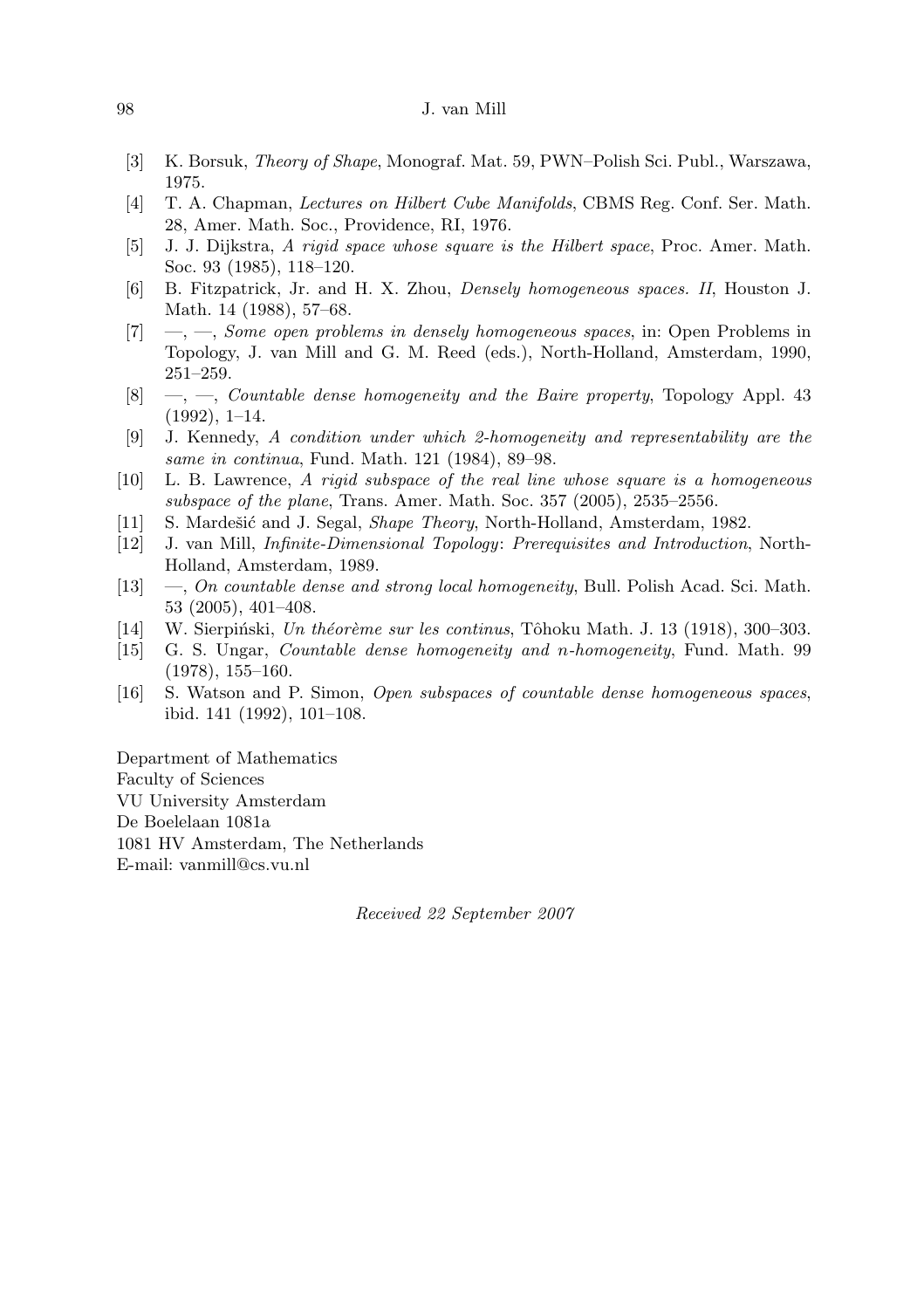[3] K. Borsuk, *Theory of Shape*, Monograf. Mat. 59, PWN–Polish Sci. Publ., Warszawa, 1975.

[4] T. A. Chapman, *Lectures on Hilbert Cube Manifolds*, CBMS Reg. Conf. Ser. Math. 28, Amer. Math. Soc., Providence, RI, 1976.

[5] J. J. Dijkstra, *A rigid space whose square is the Hilbert space*, Proc. Amer. Math. Soc. 93 (1985), 118–120.

[6] B. Fitzpatrick, Jr. and H. X. Zhou, *Densely homogeneous spaces. II*, Houston J. Math. 14 (1988), 57–68.

[7] —, —, *Some open problems in densely homogeneous spaces*, in: Open Problems in Topology, J. van Mill and G. M. Reed (eds.), North-Holland, Amsterdam, 1990, 251–259.

[8] —, —, *Countable dense homogeneity and the Baire property*, Topology Appl. 43 (1992), 1–14.

[9] J. Kennedy, *A condition under which 2-homogeneity and representability are the same in continua*, Fund. Math. 121 (1984), 89–98.

[10] L. B. Lawrence, *A rigid subspace of the real line whose square is a homogeneous subspace of the plane*, Trans. Amer. Math. Soc. 357 (2005), 2535–2556.

[11] S. Mardešić and J. Segal, *Shape Theory*, North-Holland, Amsterdam, 1982.

[12] J. van Mill, *Infinite-Dimensional Topology: Prerequisites and Introduction*, North-Holland, Amsterdam, 1989.

[13] —, *On countable dense and strong local homogeneity*, Bull. Polish Acad. Sci. Math. 53 (2005), 401–408.

[14] W. Sierpiński, *Un théorème sur les continus*, Tôhoku Math. J. 13 (1918), 300–303.

[15] G. S. Ungar, *Countable dense homogeneity and n-homogeneity*, Fund. Math. 99 (1978), 155–160.

[16] S. Watson and P. Simon, *Open subspaces of countable dense homogeneous spaces*, ibid. 141 (1992), 101–108.

Department of Mathematics
Faculty of Sciences
VU University Amsterdam
De Boelelaan 1081a
1081 HV Amsterdam, The Netherlands
E-mail: vanmill@cs.vu.nl

*Received 22 September 2007*